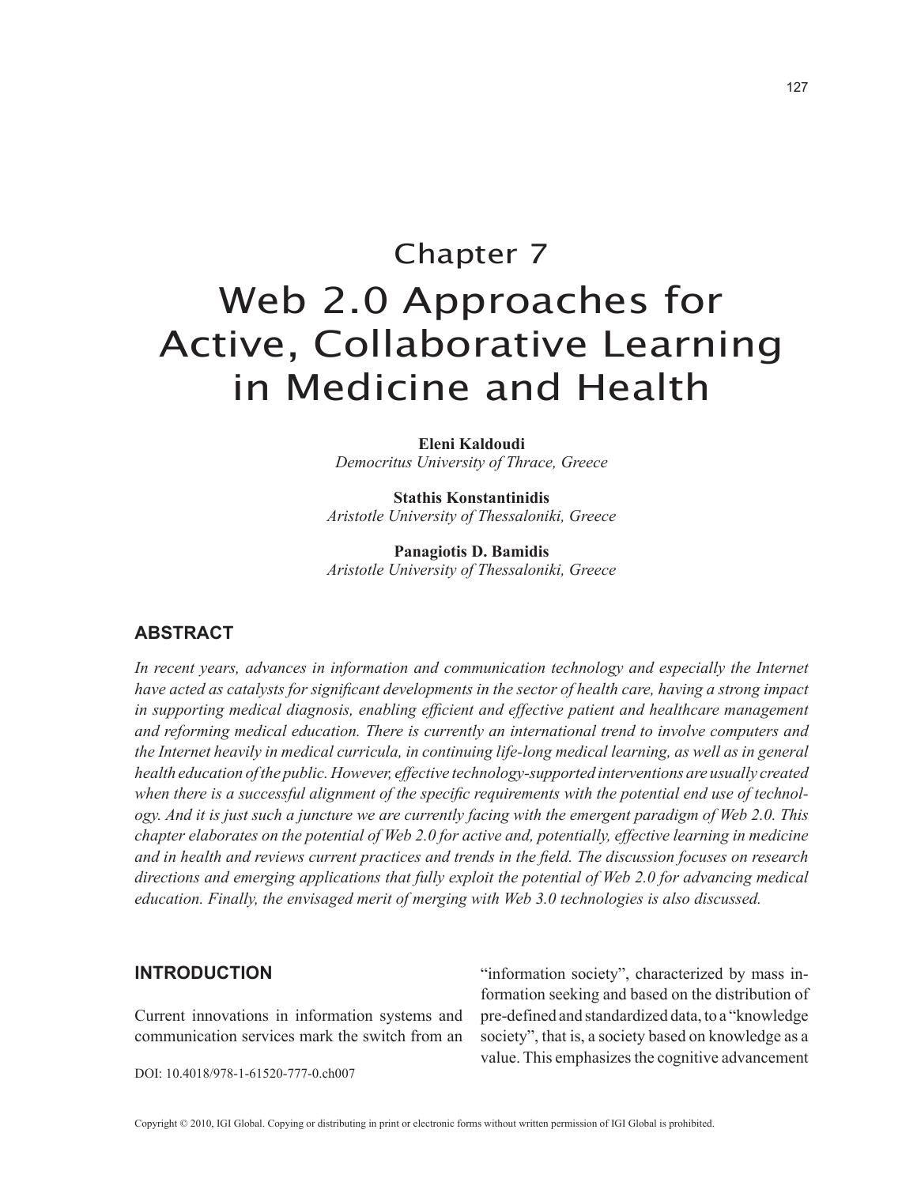# Chapter 7

# Web 2.0 Approaches for Active, Collaborative Learning in Medicine and Health

**Eleni Kaldoudi**
*Democritus University of Thrace, Greece*

**Stathis Konstantinidis**
*Aristotle University of Thessaloniki, Greece*

**Panagiotis D. Bamidis**
*Aristotle University of Thessaloniki, Greece*

## ABSTRACT

*In recent years, advances in information and communication technology and especially the Internet have acted as catalysts for significant developments in the sector of health care, having a strong impact in supporting medical diagnosis, enabling efficient and effective patient and healthcare management and reforming medical education. There is currently an international trend to involve computers and the Internet heavily in medical curricula, in continuing life-long medical learning, as well as in general health education of the public. However, effective technology-supported interventions are usually created when there is a successful alignment of the specific requirements with the potential end use of technology. And it is just such a juncture we are currently facing with the emergent paradigm of Web 2.0. This chapter elaborates on the potential of Web 2.0 for active and, potentially, effective learning in medicine and in health and reviews current practices and trends in the field. The discussion focuses on research directions and emerging applications that fully exploit the potential of Web 2.0 for advancing medical education. Finally, the envisaged merit of merging with Web 3.0 technologies is also discussed.*

## INTRODUCTION

Current innovations in information systems and communication services mark the switch from an "information society", characterized by mass information seeking and based on the distribution of pre-defined and standardized data, to a "knowledge society", that is, a society based on knowledge as a value. This emphasizes the cognitive advancement

DOI: 10.4018/978-1-61520-777-0.ch007

Copyright © 2010, IGI Global. Copying or distributing in print or electronic forms without written permission of IGI Global is prohibited.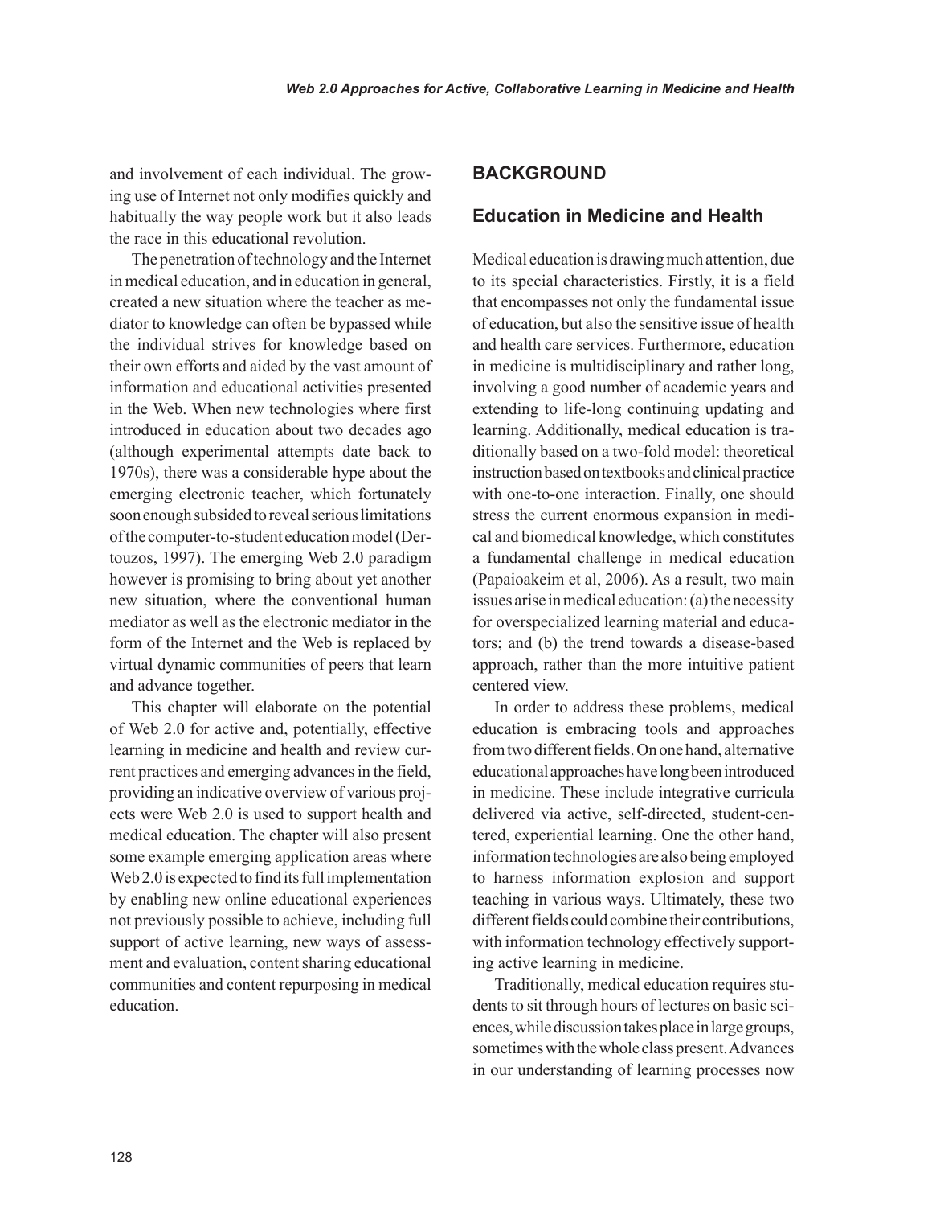and involvement of each individual. The growing use of Internet not only modifies quickly and habitually the way people work but it also leads the race in this educational revolution.

The penetration of technology and the Internet in medical education, and in education in general, created a new situation where the teacher as mediator to knowledge can often be bypassed while the individual strives for knowledge based on their own efforts and aided by the vast amount of information and educational activities presented in the Web. When new technologies where first introduced in education about two decades ago (although experimental attempts date back to 1970s), there was a considerable hype about the emerging electronic teacher, which fortunately soon enough subsided to reveal serious limitations of the computer-to-student education model (Dertouzos, 1997). The emerging Web 2.0 paradigm however is promising to bring about yet another new situation, where the conventional human mediator as well as the electronic mediator in the form of the Internet and the Web is replaced by virtual dynamic communities of peers that learn and advance together.

This chapter will elaborate on the potential of Web 2.0 for active and, potentially, effective learning in medicine and health and review current practices and emerging advances in the field, providing an indicative overview of various projects were Web 2.0 is used to support health and medical education. The chapter will also present some example emerging application areas where Web 2.0 is expected to find its full implementation by enabling new online educational experiences not previously possible to achieve, including full support of active learning, new ways of assessment and evaluation, content sharing educational communities and content repurposing in medical education.

## BACKGROUND

### Education in Medicine and Health

Medical education is drawing much attention, due to its special characteristics. Firstly, it is a field that encompasses not only the fundamental issue of education, but also the sensitive issue of health and health care services. Furthermore, education in medicine is multidisciplinary and rather long, involving a good number of academic years and extending to life-long continuing updating and learning. Additionally, medical education is traditionally based on a two-fold model: theoretical instruction based on textbooks and clinical practice with one-to-one interaction. Finally, one should stress the current enormous expansion in medical and biomedical knowledge, which constitutes a fundamental challenge in medical education (Papaioakeim et al, 2006). As a result, two main issues arise in medical education: (a) the necessity for overspecialized learning material and educators; and (b) the trend towards a disease-based approach, rather than the more intuitive patient centered view.

In order to address these problems, medical education is embracing tools and approaches from two different fields. On one hand, alternative educational approaches have long been introduced in medicine. These include integrative curricula delivered via active, self-directed, student-centered, experiential learning. One the other hand, information technologies are also being employed to harness information explosion and support teaching in various ways. Ultimately, these two different fields could combine their contributions, with information technology effectively supporting active learning in medicine.

Traditionally, medical education requires students to sit through hours of lectures on basic sciences, while discussion takes place in large groups, sometimes with the whole class present. Advances in our understanding of learning processes now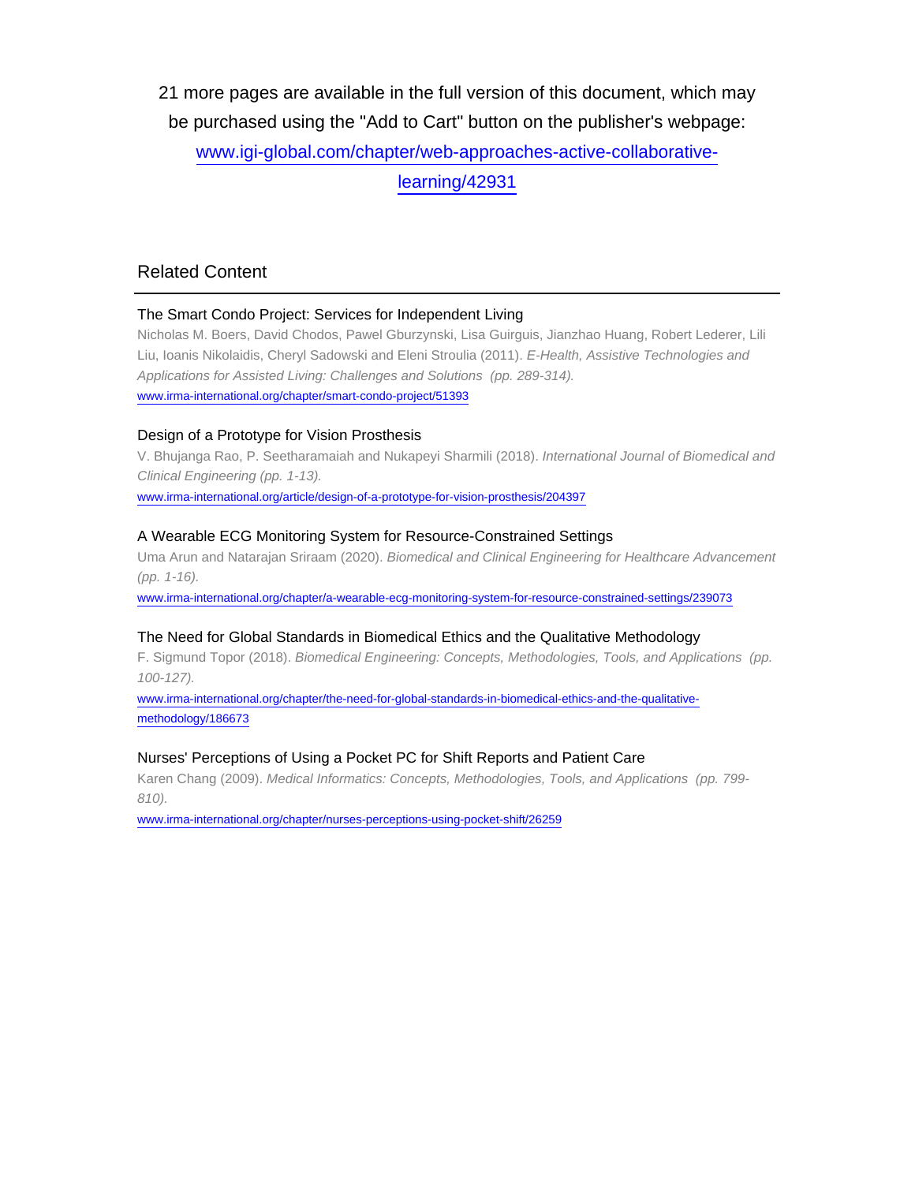21 more pages are available in the full version of this document, which may be purchased using the "Add to Cart" button on the publisher's webpage: [www.igi-global.com/chapter/web-approaches-active-collaborative-learning/42931](www.igi-global.com/chapter/web-approaches-active-collaborative-learning/42931)

## Related Content

**The Smart Condo Project: Services for Independent Living**
Nicholas M. Boers, David Chodos, Pawel Gburzynski, Lisa Guirguis, Jianzhao Huang, Robert Lederer, Lili Liu, Ioanis Nikolaidis, Cheryl Sadowski and Eleni Stroulia (2011). *E-Health, Assistive Technologies and Applications for Assisted Living: Challenges and Solutions (pp. 289-314).*
[www.irma-international.org/chapter/smart-condo-project/51393](www.irma-international.org/chapter/smart-condo-project/51393)

**Design of a Prototype for Vision Prosthesis**
V. Bhujanga Rao, P. Seetharamaiah and Nukapeyi Sharmili (2018). *International Journal of Biomedical and Clinical Engineering (pp. 1-13).*
[www.irma-international.org/article/design-of-a-prototype-for-vision-prosthesis/204397](www.irma-international.org/article/design-of-a-prototype-for-vision-prosthesis/204397)

**A Wearable ECG Monitoring System for Resource-Constrained Settings**
Uma Arun and Natarajan Sriraam (2020). *Biomedical and Clinical Engineering for Healthcare Advancement (pp. 1-16).*
[www.irma-international.org/chapter/a-wearable-ecg-monitoring-system-for-resource-constrained-settings/239073](www.irma-international.org/chapter/a-wearable-ecg-monitoring-system-for-resource-constrained-settings/239073)

**The Need for Global Standards in Biomedical Ethics and the Qualitative Methodology**
F. Sigmund Topor (2018). *Biomedical Engineering: Concepts, Methodologies, Tools, and Applications (pp. 100-127).*
[www.irma-international.org/chapter/the-need-for-global-standards-in-biomedical-ethics-and-the-qualitative-methodology/186673](www.irma-international.org/chapter/the-need-for-global-standards-in-biomedical-ethics-and-the-qualitative-methodology/186673)

**Nurses' Perceptions of Using a Pocket PC for Shift Reports and Patient Care**
Karen Chang (2009). *Medical Informatics: Concepts, Methodologies, Tools, and Applications (pp. 799-810).*
[www.irma-international.org/chapter/nurses-perceptions-using-pocket-shift/26259](www.irma-international.org/chapter/nurses-perceptions-using-pocket-shift/26259)